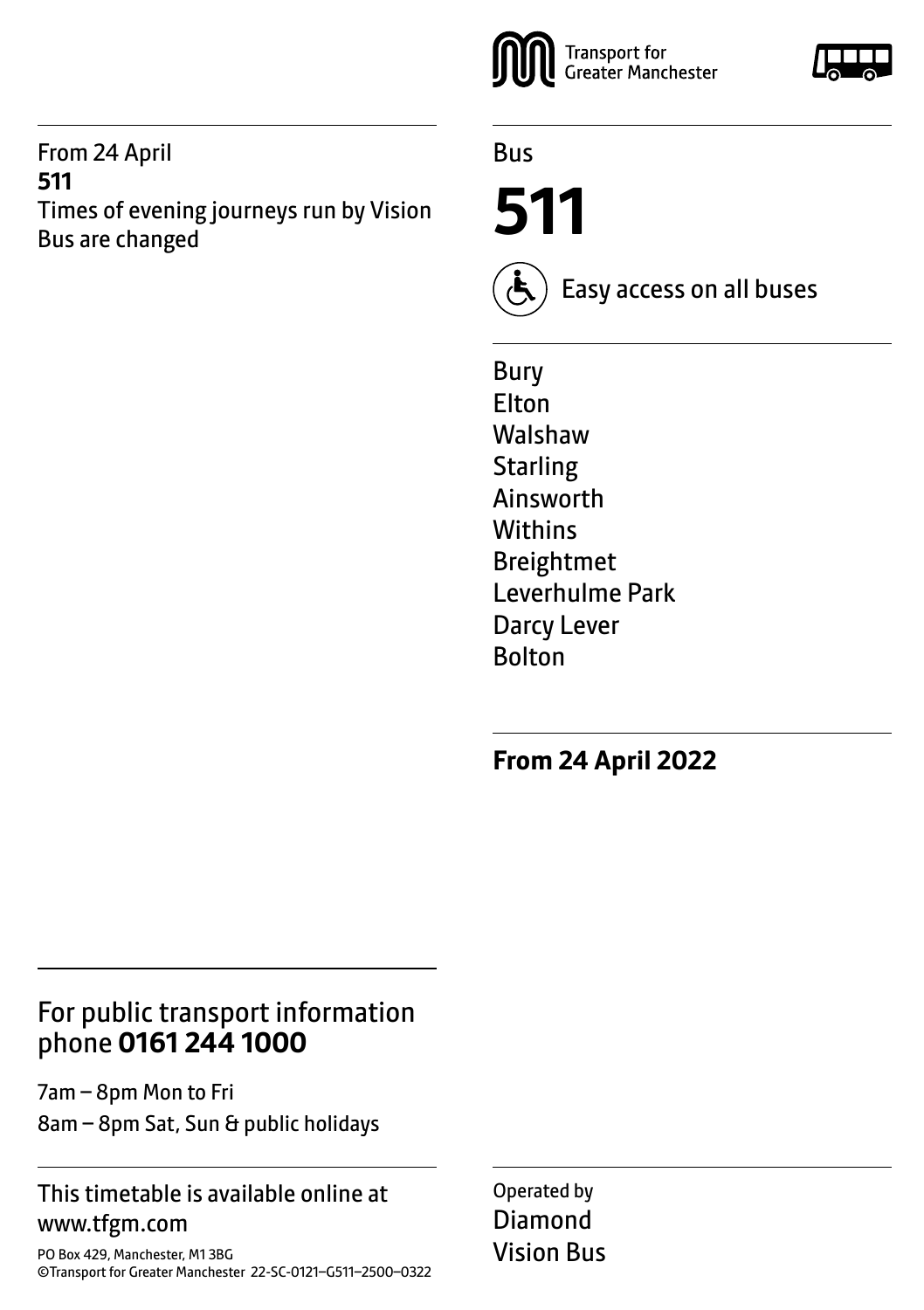Transport for Greater Manchester

From 24 April
**511**
Times of evening journeys run by Vision Bus are changed

Bus

# 511

Easy access on all buses

Bury
Elton
Walshaw
Starling
Ainsworth
Withins
Breightmet
Leverhulme Park
Darcy Lever
Bolton

**From 24 April 2022**

For public transport information phone **0161 244 1000**

7am – 8pm Mon to Fri
8am – 8pm Sat, Sun & public holidays

This timetable is available online at www.tfgm.com

PO Box 429, Manchester, M1 3BG
©Transport for Greater Manchester 22-SC-0121–G511–2500–0322

Operated by
Diamond
Vision Bus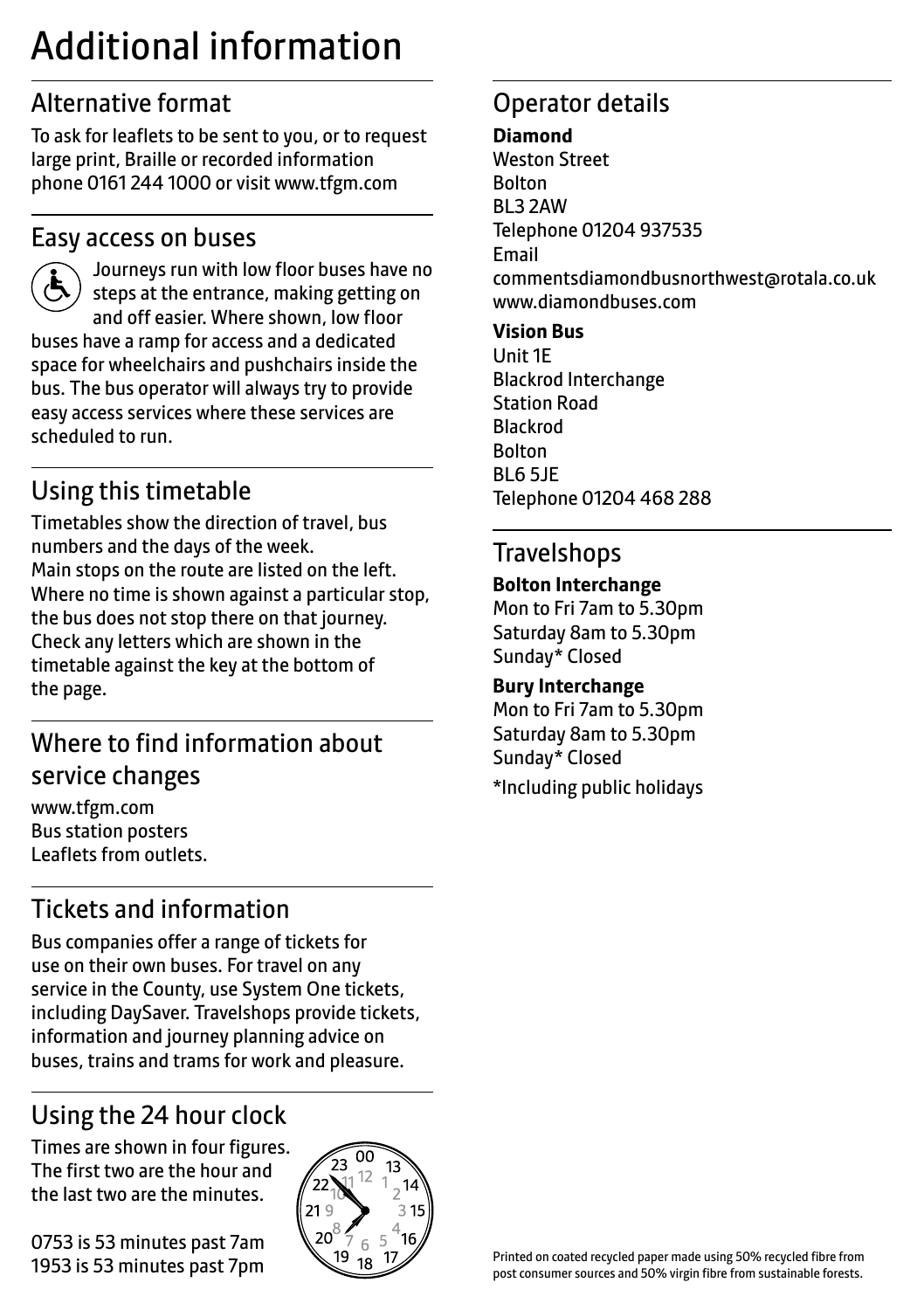# Additional information

## Alternative format

To ask for leaflets to be sent to you, or to request large print, Braille or recorded information phone 0161 244 1000 or visit www.tfgm.com

## Easy access on buses

Journeys run with low floor buses have no steps at the entrance, making getting on and off easier. Where shown, low floor buses have a ramp for access and a dedicated space for wheelchairs and pushchairs inside the bus. The bus operator will always try to provide easy access services where these services are scheduled to run.

## Using this timetable

Timetables show the direction of travel, bus numbers and the days of the week.
Main stops on the route are listed on the left. Where no time is shown against a particular stop, the bus does not stop there on that journey. Check any letters which are shown in the timetable against the key at the bottom of the page.

## Where to find information about service changes

www.tfgm.com
Bus station posters
Leaflets from outlets.

## Tickets and information

Bus companies offer a range of tickets for use on their own buses. For travel on any service in the County, use System One tickets, including DaySaver. Travelshops provide tickets, information and journey planning advice on buses, trains and trams for work and pleasure.

## Using the 24 hour clock

Times are shown in four figures. The first two are the hour and the last two are the minutes.

0753 is 53 minutes past 7am
1953 is 53 minutes past 7pm

## Operator details

**Diamond**
Weston Street
Bolton
BL3 2AW
Telephone 01204 937535
Email
commentsdiamondbusnorthwest@rotala.co.uk
www.diamondbuses.com

**Vision Bus**
Unit 1E
Blackrod Interchange
Station Road
Blackrod
Bolton
BL6 5JE
Telephone 01204 468 288

## Travelshops

**Bolton Interchange**
Mon to Fri 7am to 5.30pm
Saturday 8am to 5.30pm
Sunday* Closed

**Bury Interchange**
Mon to Fri 7am to 5.30pm
Saturday 8am to 5.30pm
Sunday* Closed

*Including public holidays

Printed on coated recycled paper made using 50% recycled fibre from post consumer sources and 50% virgin fibre from sustainable forests.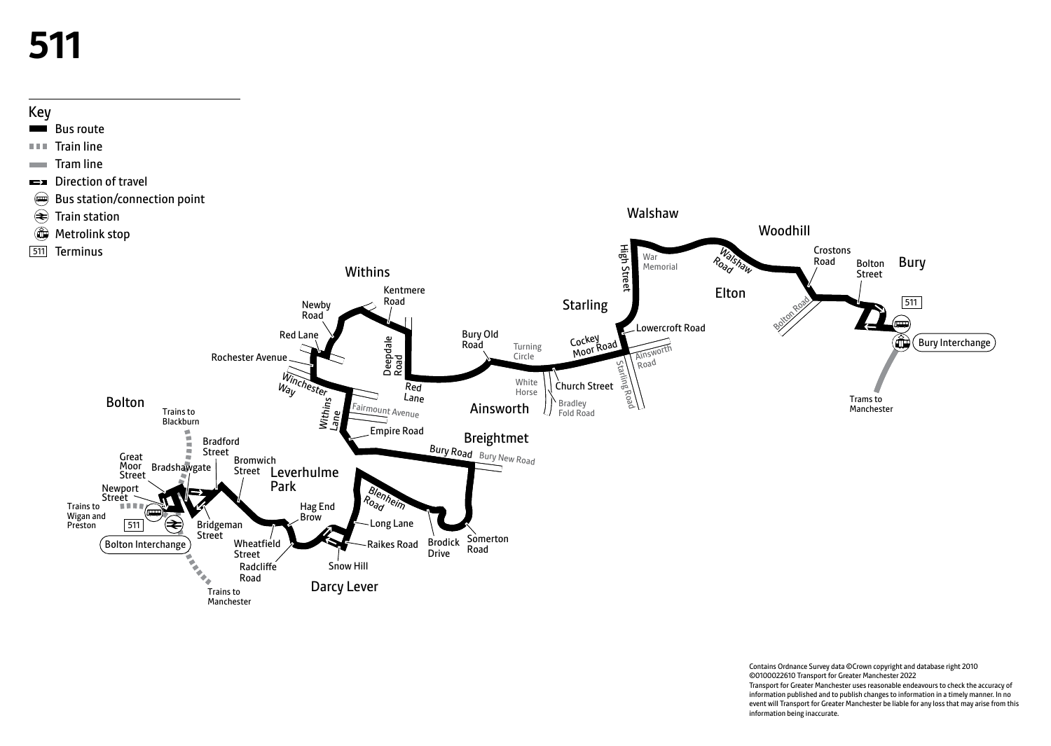# 511

## Key

- Bus route
- Train line
- Tram line
- Direction of travel
- Bus station/connection point
- Train station
- Metrolink stop
- 511 Terminus

Walshaw

Woodhill

Crostons Road

Bolton Street

Bury

War Memorial

Walshaw Road

High Street

Elton

Withins

Kentmere Road

Newby Road

Starling

511

Bolton Road

Lowercroft Road

Red Lane

Bury Old Road

Turning Circle

Cockey Moor Road

Ainsworth Road

Bury Interchange

Deepdale Road

Rochester Avenue

Winchester Way

Red Lane

White Horse

Church Street

Starling Road

Bolton

Trains to Blackburn

Withins Lane

Fairmount Avenue

Ainsworth

Bradley Fold Road

Trams to Manchester

Empire Road

Bradford Street

Breightmet

Great Moor Street

Bradshawgate

Bromwich Street

Leverhulme Park

Bury Road

Bury New Road

Newport Street

Blenheim Road

Trains to Wigan and Preston

Hag End Brow

511

Bridgeman Street

Long Lane

Bolton Interchange

Wheatfield Street

Raikes Road

Brodick Drive

Somerton Road

Radcliffe Road

Snow Hill

Trains to Manchester

Darcy Lever

Contains Ordnance Survey data ©Crown copyright and database right 2010
©0100022610 Transport for Greater Manchester 2022
Transport for Greater Manchester uses reasonable endeavours to check the accuracy of information published and to publish changes to information in a timely manner. In no event will Transport for Greater Manchester be liable for any loss that may arise from this information being inaccurate.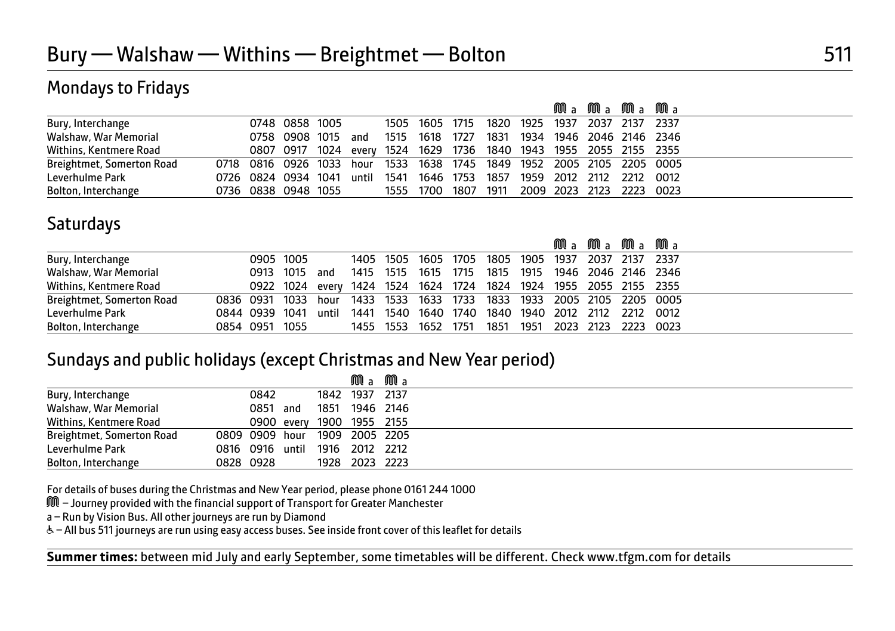# Bury — Walshaw — Withins — Breightmet — Bolton

511

## Mondays to Fridays

| | | | | | | | | | | | Ⓜ a | Ⓜ a | Ⓜ a | Ⓜ a |
|---|---|---|---|---|---|---|---|---|---|---|---|---|---|---|
| Bury, Interchange | | 0748 | 0858 | 1005 | | 1505 | 1605 | 1715 | 1820 | 1925 | 1937 | 2037 | 2137 | 2337 |
| Walshaw, War Memorial | | 0758 | 0908 | 1015 | and | 1515 | 1618 | 1727 | 1831 | 1934 | 1946 | 2046 | 2146 | 2346 |
| Withins, Kentmere Road | | 0807 | 0917 | 1024 | every | 1524 | 1629 | 1736 | 1840 | 1943 | 1955 | 2055 | 2155 | 2355 |
| Breightmet, Somerton Road | 0718 | 0816 | 0926 | 1033 | hour | 1533 | 1638 | 1745 | 1849 | 1952 | 2005 | 2105 | 2205 | 0005 |
| Leverhulme Park | 0726 | 0824 | 0934 | 1041 | until | 1541 | 1646 | 1753 | 1857 | 1959 | 2012 | 2112 | 2212 | 0012 |
| Bolton, Interchange | 0736 | 0838 | 0948 | 1055 | | 1555 | 1700 | 1807 | 1911 | 2009 | 2023 | 2123 | 2223 | 0023 |

## Saturdays

| | | | | | | | | | | | Ⓜ a | Ⓜ a | Ⓜ a | Ⓜ a |
|---|---|---|---|---|---|---|---|---|---|---|---|---|---|---|
| Bury, Interchange | | 0905 | 1005 | | 1405 | 1505 | 1605 | 1705 | 1805 | 1905 | 1937 | 2037 | 2137 | 2337 |
| Walshaw, War Memorial | | 0913 | 1015 | and | 1415 | 1515 | 1615 | 1715 | 1815 | 1915 | 1946 | 2046 | 2146 | 2346 |
| Withins, Kentmere Road | | 0922 | 1024 | every | 1424 | 1524 | 1624 | 1724 | 1824 | 1924 | 1955 | 2055 | 2155 | 2355 |
| Breightmet, Somerton Road | 0836 | 0931 | 1033 | hour | 1433 | 1533 | 1633 | 1733 | 1833 | 1933 | 2005 | 2105 | 2205 | 0005 |
| Leverhulme Park | 0844 | 0939 | 1041 | until | 1441 | 1540 | 1640 | 1740 | 1840 | 1940 | 2012 | 2112 | 2212 | 0012 |
| Bolton, Interchange | 0854 | 0951 | 1055 | | 1455 | 1553 | 1652 | 1751 | 1851 | 1951 | 2023 | 2123 | 2223 | 0023 |

## Sundays and public holidays (except Christmas and New Year period)

| | | | | | Ⓜ a | Ⓜ a |
|---|---|---|---|---|---|---|
| Bury, Interchange | | 0842 | | 1842 | 1937 | 2137 |
| Walshaw, War Memorial | | 0851 | and | 1851 | 1946 | 2146 |
| Withins, Kentmere Road | | 0900 | every | 1900 | 1955 | 2155 |
| Breightmet, Somerton Road | 0809 | 0909 | hour | 1909 | 2005 | 2205 |
| Leverhulme Park | 0816 | 0916 | until | 1916 | 2012 | 2212 |
| Bolton, Interchange | 0828 | 0928 | | 1928 | 2023 | 2223 |

For details of buses during the Christmas and New Year period, please phone 0161 244 1000

Ⓜ – Journey provided with the financial support of Transport for Greater Manchester

a – Run by Vision Bus. All other journeys are run by Diamond

♿ – All bus 511 journeys are run using easy access buses. See inside front cover of this leaflet for details

**Summer times:** between mid July and early September, some timetables will be different. Check www.tfgm.com for details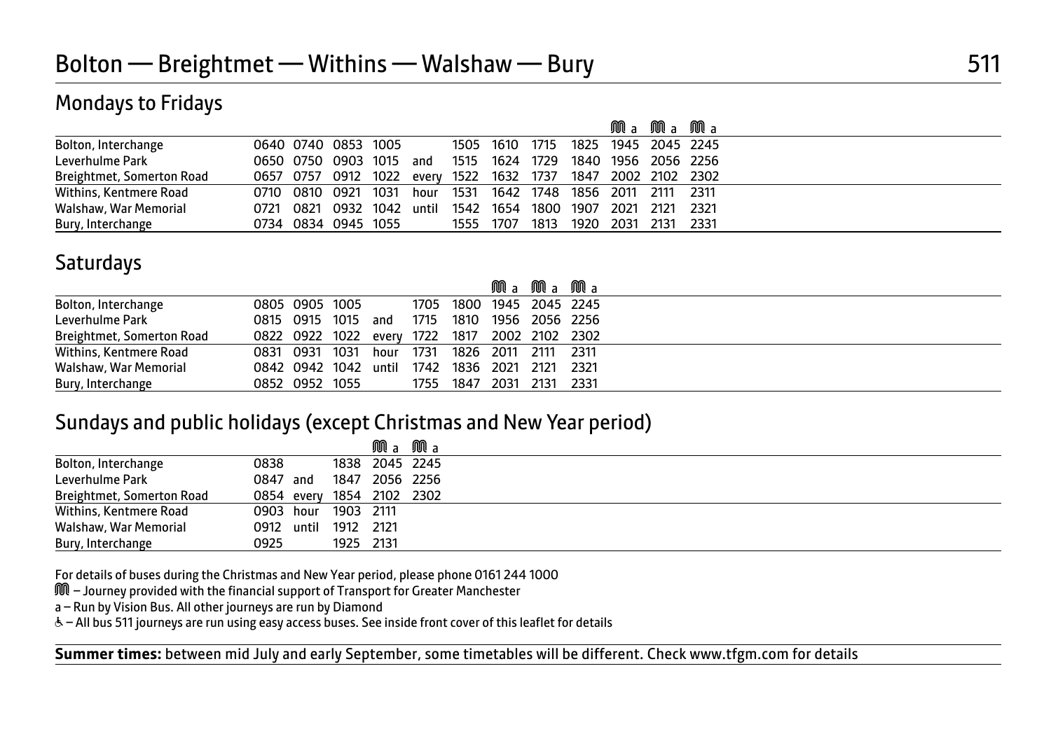// Bolton — Breightmet — Withins — Walshaw — Bury 511

# Bolton — Breightmet — Withins — Walshaw — Bury

511

## Mondays to Fridays

| | | | | | | | | | | | | |
|---|---|---|---|---|---|---|---|---|---|---|---|---|
| | | | | | | | | | | Ⓜ a | Ⓜ a | Ⓜ a |
| Bolton, Interchange | 0640 | 0740 | 0853 | 1005 | | 1505 | 1610 | 1715 | 1825 | 1945 | 2045 | 2245 |
| Leverhulme Park | 0650 | 0750 | 0903 | 1015 | and | 1515 | 1624 | 1729 | 1840 | 1956 | 2056 | 2256 |
| Breightmet, Somerton Road | 0657 | 0757 | 0912 | 1022 | every | 1522 | 1632 | 1737 | 1847 | 2002 | 2102 | 2302 |
| Withins, Kentmere Road | 0710 | 0810 | 0921 | 1031 | hour | 1531 | 1642 | 1748 | 1856 | 2011 | 2111 | 2311 |
| Walshaw, War Memorial | 0721 | 0821 | 0932 | 1042 | until | 1542 | 1654 | 1800 | 1907 | 2021 | 2121 | 2321 |
| Bury, Interchange | 0734 | 0834 | 0945 | 1055 | | 1555 | 1707 | 1813 | 1920 | 2031 | 2131 | 2331 |

## Saturdays

| | | | | | | | | | |
|---|---|---|---|---|---|---|---|---|---|
| | | | | | | | Ⓜ a | Ⓜ a | Ⓜ a |
| Bolton, Interchange | 0805 | 0905 | 1005 | | 1705 | 1800 | 1945 | 2045 | 2245 |
| Leverhulme Park | 0815 | 0915 | 1015 | and | 1715 | 1810 | 1956 | 2056 | 2256 |
| Breightmet, Somerton Road | 0822 | 0922 | 1022 | every | 1722 | 1817 | 2002 | 2102 | 2302 |
| Withins, Kentmere Road | 0831 | 0931 | 1031 | hour | 1731 | 1826 | 2011 | 2111 | 2311 |
| Walshaw, War Memorial | 0842 | 0942 | 1042 | until | 1742 | 1836 | 2021 | 2121 | 2321 |
| Bury, Interchange | 0852 | 0952 | 1055 | | 1755 | 1847 | 2031 | 2131 | 2331 |

## Sundays and public holidays (except Christmas and New Year period)

| | | | | | |
|---|---|---|---|---|---|
| | | | | Ⓜ a | Ⓜ a |
| Bolton, Interchange | 0838 | | 1838 | 2045 | 2245 |
| Leverhulme Park | 0847 | and | 1847 | 2056 | 2256 |
| Breightmet, Somerton Road | 0854 | every | 1854 | 2102 | 2302 |
| Withins, Kentmere Road | 0903 | hour | 1903 | 2111 | |
| Walshaw, War Memorial | 0912 | until | 1912 | 2121 | |
| Bury, Interchange | 0925 | | 1925 | 2131 | |

For details of buses during the Christmas and New Year period, please phone 0161 244 1000

Ⓜ – Journey provided with the financial support of Transport for Greater Manchester

a – Run by Vision Bus. All other journeys are run by Diamond

♿ – All bus 511 journeys are run using easy access buses. See inside front cover of this leaflet for details

**Summer times:** between mid July and early September, some timetables will be different. Check www.tfgm.com for details